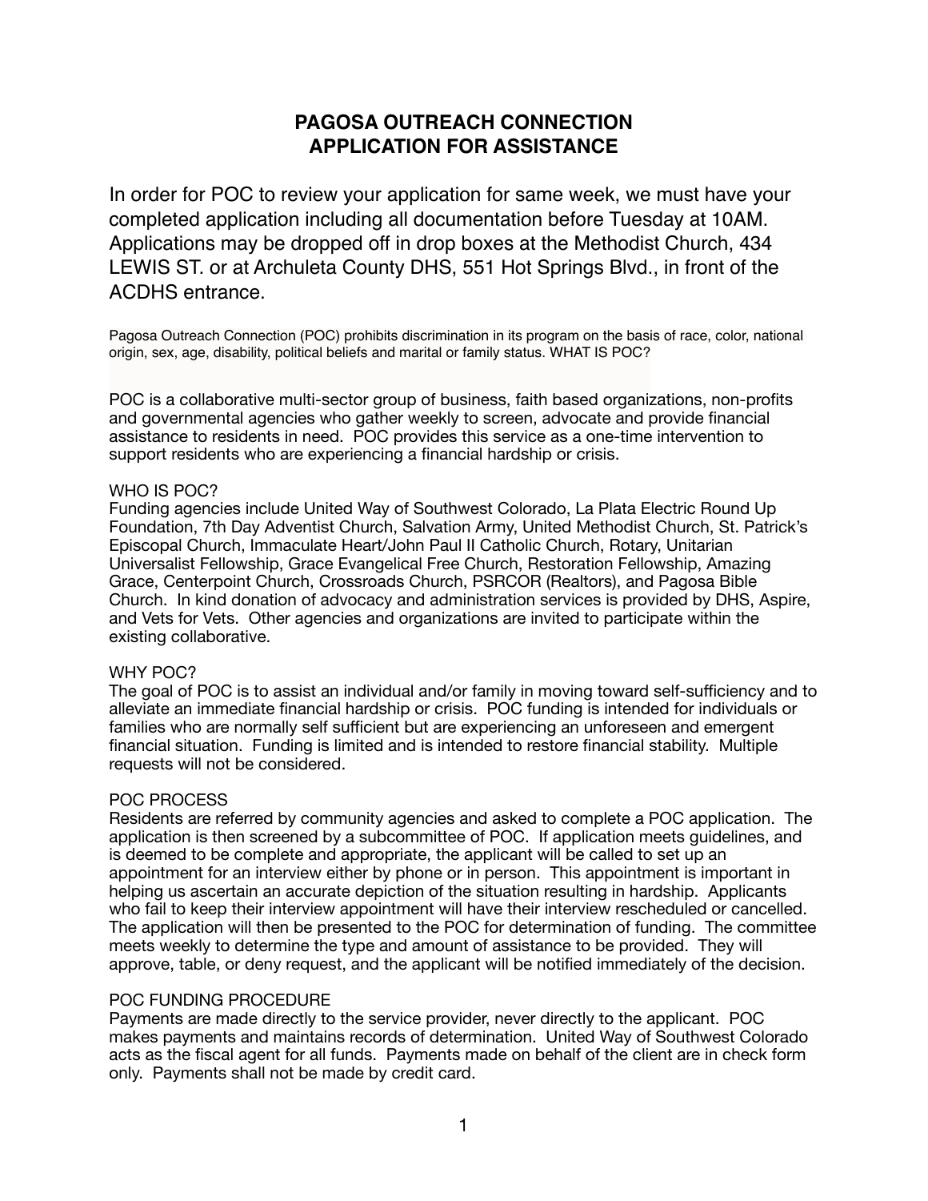# PAGOSA OUTREACH CONNECTION
# APPLICATION FOR ASSISTANCE

In order for POC to review your application for same week, we must have your completed application including all documentation before Tuesday at 10AM. Applications may be dropped off in drop boxes at the Methodist Church, 434 LEWIS ST. or at Archuleta County DHS, 551 Hot Springs Blvd., in front of the ACDHS entrance.

Pagosa Outreach Connection (POC) prohibits discrimination in its program on the basis of race, color, national origin, sex, age, disability, political beliefs and marital or family status. WHAT IS POC?

POC is a collaborative multi-sector group of business, faith based organizations, non-profits and governmental agencies who gather weekly to screen, advocate and provide financial assistance to residents in need. POC provides this service as a one-time intervention to support residents who are experiencing a financial hardship or crisis.

## WHO IS POC?

Funding agencies include United Way of Southwest Colorado, La Plata Electric Round Up Foundation, 7th Day Adventist Church, Salvation Army, United Methodist Church, St. Patrick's Episcopal Church, Immaculate Heart/John Paul II Catholic Church, Rotary, Unitarian Universalist Fellowship, Grace Evangelical Free Church, Restoration Fellowship, Amazing Grace, Centerpoint Church, Crossroads Church, PSRCOR (Realtors), and Pagosa Bible Church. In kind donation of advocacy and administration services is provided by DHS, Aspire, and Vets for Vets. Other agencies and organizations are invited to participate within the existing collaborative.

## WHY POC?

The goal of POC is to assist an individual and/or family in moving toward self-sufficiency and to alleviate an immediate financial hardship or crisis. POC funding is intended for individuals or families who are normally self sufficient but are experiencing an unforeseen and emergent financial situation. Funding is limited and is intended to restore financial stability. Multiple requests will not be considered.

## POC PROCESS

Residents are referred by community agencies and asked to complete a POC application. The application is then screened by a subcommittee of POC. If application meets guidelines, and is deemed to be complete and appropriate, the applicant will be called to set up an appointment for an interview either by phone or in person. This appointment is important in helping us ascertain an accurate depiction of the situation resulting in hardship. Applicants who fail to keep their interview appointment will have their interview rescheduled or cancelled. The application will then be presented to the POC for determination of funding. The committee meets weekly to determine the type and amount of assistance to be provided. They will approve, table, or deny request, and the applicant will be notified immediately of the decision.

## POC FUNDING PROCEDURE

Payments are made directly to the service provider, never directly to the applicant. POC makes payments and maintains records of determination. United Way of Southwest Colorado acts as the fiscal agent for all funds. Payments made on behalf of the client are in check form only. Payments shall not be made by credit card.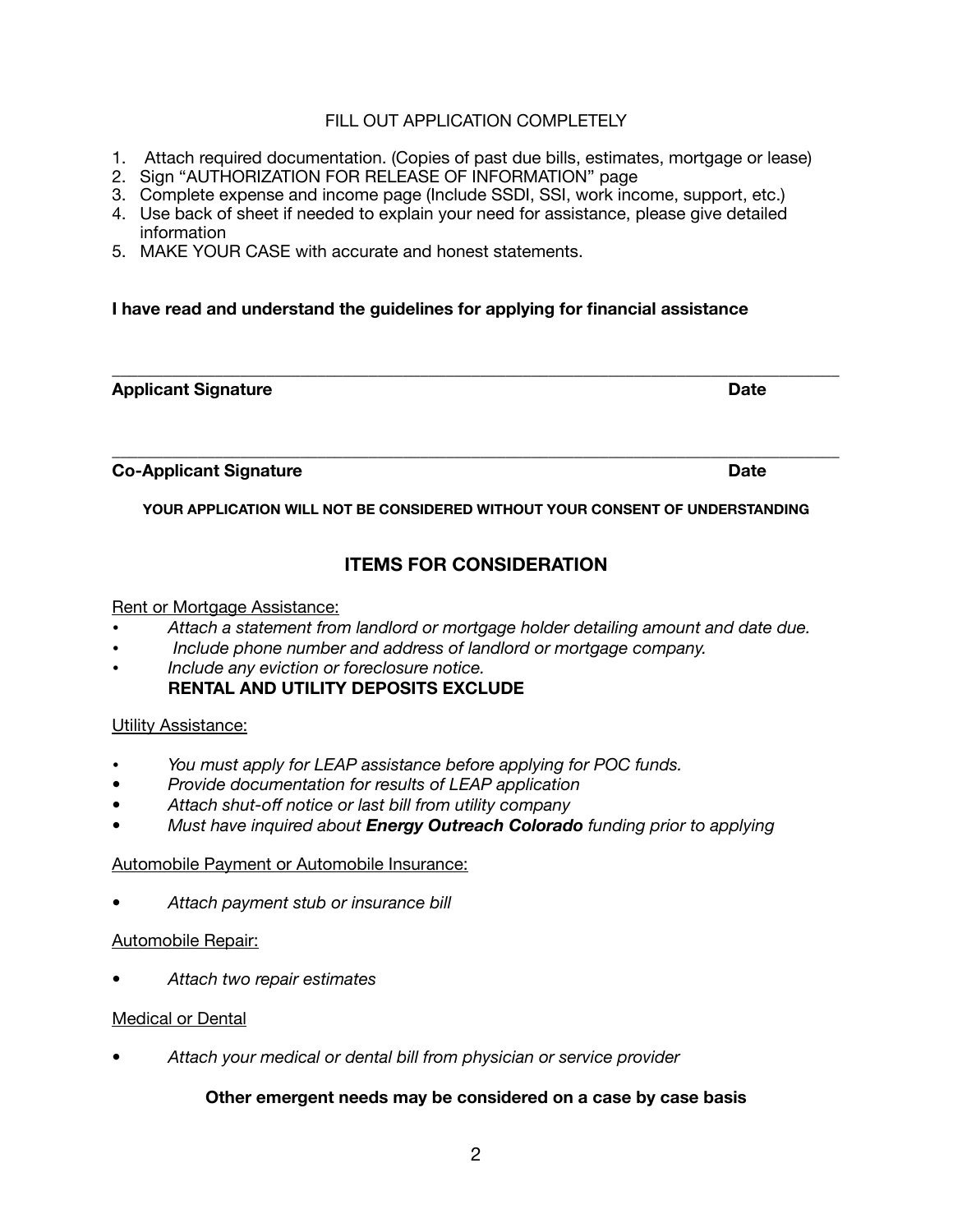FILL OUT APPLICATION COMPLETELY

1. Attach required documentation. (Copies of past due bills, estimates, mortgage or lease)
2. Sign "AUTHORIZATION FOR RELEASE OF INFORMATION" page
3. Complete expense and income page (Include SSDI, SSI, work income, support, etc.)
4. Use back of sheet if needed to explain your need for assistance, please give detailed information
5. MAKE YOUR CASE with accurate and honest statements.

**I have read and understand the guidelines for applying for financial assistance**

______________________________________________________________________________

**Applicant Signature** **Date**

______________________________________________________________________________

**Co-Applicant Signature** **Date**

**YOUR APPLICATION WILL NOT BE CONSIDERED WITHOUT YOUR CONSENT OF UNDERSTANDING**

## ITEMS FOR CONSIDERATION

Rent or Mortgage Assistance:

- *Attach a statement from landlord or mortgage holder detailing amount and date due.*
- *Include phone number and address of landlord or mortgage company.*
- *Include any eviction or foreclosure notice.*

**RENTAL AND UTILITY DEPOSITS EXCLUDE**

Utility Assistance:

- *You must apply for LEAP assistance before applying for POC funds.*
- *Provide documentation for results of LEAP application*
- *Attach shut-off notice or last bill from utility company*
- *Must have inquired about **Energy Outreach Colorado** funding prior to applying*

Automobile Payment or Automobile Insurance:

- *Attach payment stub or insurance bill*

Automobile Repair:

- *Attach two repair estimates*

Medical or Dental

- *Attach your medical or dental bill from physician or service provider*

**Other emergent needs may be considered on a case by case basis**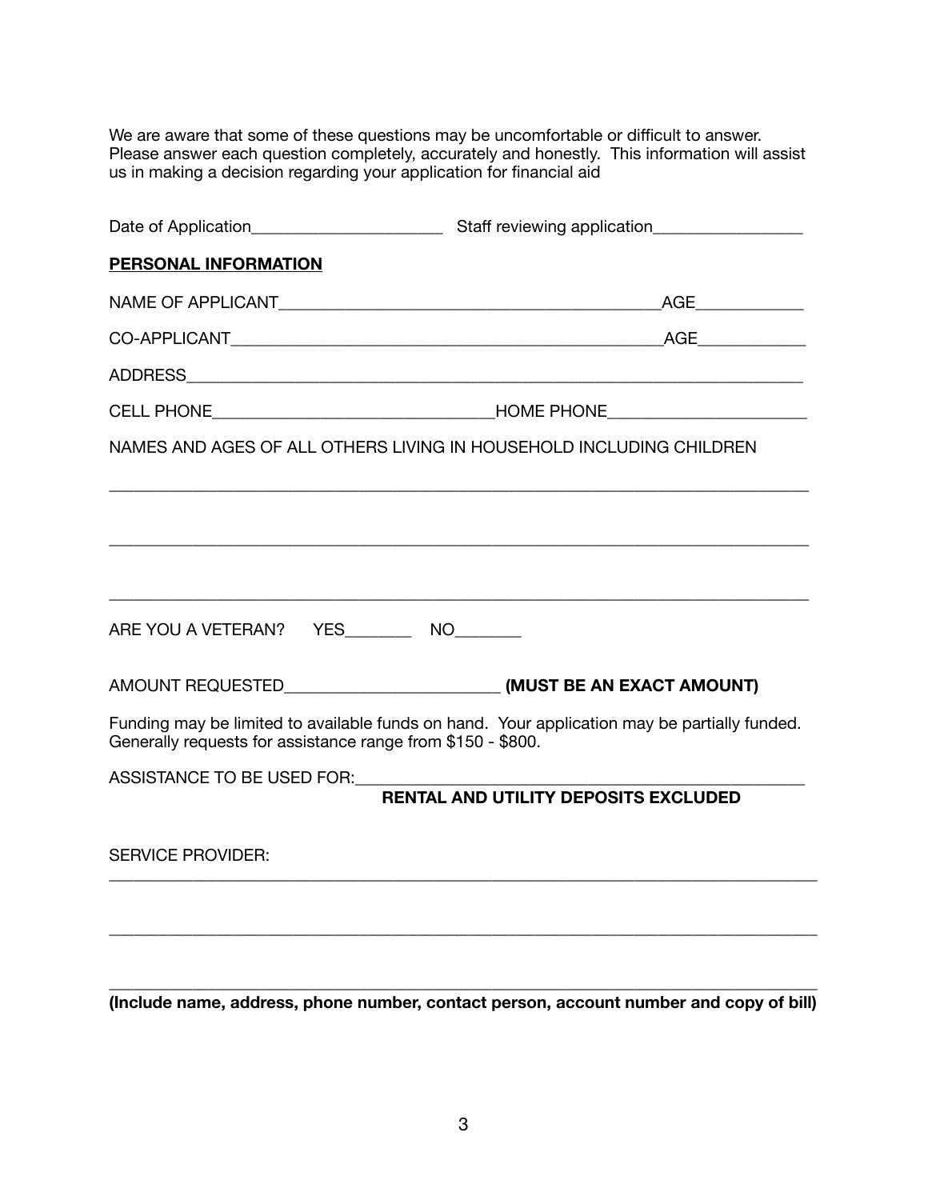We are aware that some of these questions may be uncomfortable or difficult to answer. Please answer each question completely, accurately and honestly. This information will assist us in making a decision regarding your application for financial aid

Date of Application______________________ Staff reviewing application_________________

**PERSONAL INFORMATION**

NAME OF APPLICANT_____________________________________________AGE____________

CO-APPLICANT___________________________________________________AGE____________

ADDRESS__________________________________________________________________________

CELL PHONE________________________________HOME PHONE______________________

NAMES AND AGES OF ALL OTHERS LIVING IN HOUSEHOLD INCLUDING CHILDREN

_______________________________________________________________________________

_______________________________________________________________________________

_______________________________________________________________________________

ARE YOU A VETERAN? YES________ NO________

AMOUNT REQUESTED_________________________ **(MUST BE AN EXACT AMOUNT)**

Funding may be limited to available funds on hand. Your application may be partially funded. Generally requests for assistance range from $150 - $800.

ASSISTANCE TO BE USED FOR:_____________________________________________________

**RENTAL AND UTILITY DEPOSITS EXCLUDED**

SERVICE PROVIDER:

_______________________________________________________________________________

_______________________________________________________________________________

_______________________________________________________________________________

**(Include name, address, phone number, contact person, account number and copy of bill)**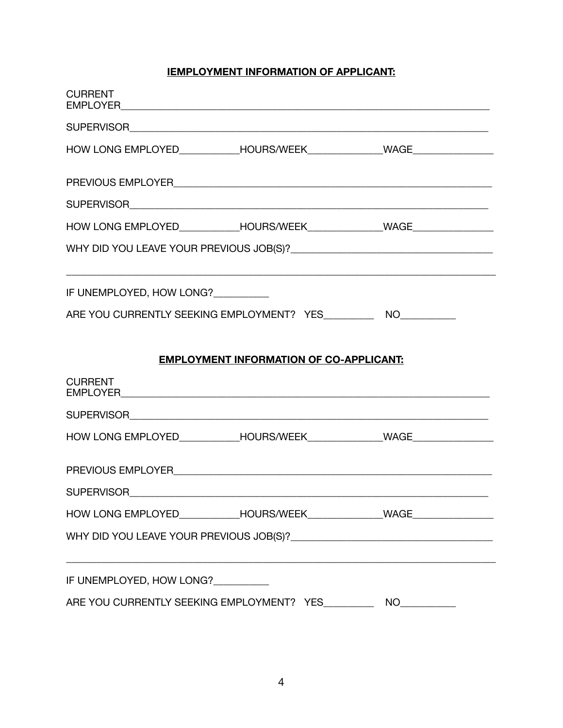**IEMPLOYMENT INFORMATION OF APPLICANT:**

CURRENT EMPLOYER_______________________________________________________________________

SUPERVISOR____________________________________________________________________________

HOW LONG EMPLOYED___________HOURS/WEEK______________WAGE_______________

PREVIOUS EMPLOYER______________________________________________________________

SUPERVISOR____________________________________________________________________________

HOW LONG EMPLOYED___________HOURS/WEEK______________WAGE_______________

WHY DID YOU LEAVE YOUR PREVIOUS JOB(S)?_____________________________________

_____________________________________________________________________________________

IF UNEMPLOYED, HOW LONG?__________

ARE YOU CURRENTLY SEEKING EMPLOYMENT?   YES_________   NO__________

**EMPLOYMENT INFORMATION OF CO-APPLICANT:**

CURRENT EMPLOYER_______________________________________________________________________

SUPERVISOR____________________________________________________________________________

HOW LONG EMPLOYED___________HOURS/WEEK______________WAGE_______________

PREVIOUS EMPLOYER______________________________________________________________

SUPERVISOR____________________________________________________________________________

HOW LONG EMPLOYED___________HOURS/WEEK______________WAGE_______________

WHY DID YOU LEAVE YOUR PREVIOUS JOB(S)?_____________________________________

_____________________________________________________________________________________

IF UNEMPLOYED, HOW LONG?__________

ARE YOU CURRENTLY SEEKING EMPLOYMENT?   YES_________   NO__________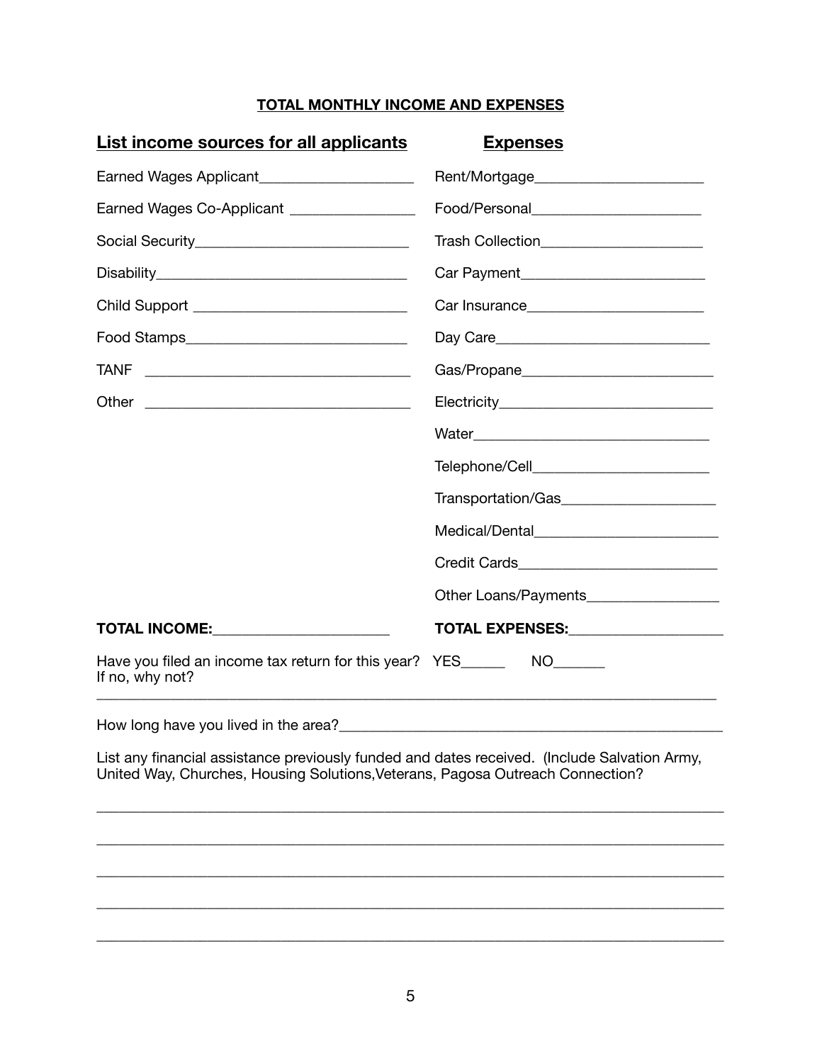## TOTAL MONTHLY INCOME AND EXPENSES

| List income sources for all applicants | Expenses |
|---|---|
| Earned Wages Applicant____________________ | Rent/Mortgage______________________ |
| Earned Wages Co-Applicant ________________ | Food/Personal______________________ |
| Social Security___________________________ | Trash Collection____________________ |
| Disability_______________________________ | Car Payment_______________________ |
| Child Support ___________________________ | Car Insurance______________________ |
| Food Stamps____________________________ | Day Care__________________________ |
| TANF _________________________________ | Gas/Propane________________________ |
| Other _________________________________ | Electricity__________________________ |
| | Water______________________________ |
| | Telephone/Cell______________________ |
| | Transportation/Gas___________________ |
| | Medical/Dental______________________ |
| | Credit Cards________________________ |
| | Other Loans/Payments________________ |
| **TOTAL INCOME:**______________________ | **TOTAL EXPENSES:**___________________ |

Have you filed an income tax return for this year? YES______ NO_______
If no, why not?
________________________________________________________________________________

How long have you lived in the area?______________________________________________

List any financial assistance previously funded and dates received. (Include Salvation Army, United Way, Churches, Housing Solutions,Veterans, Pagosa Outreach Connection?

________________________________________________________________________________

________________________________________________________________________________

________________________________________________________________________________

________________________________________________________________________________

________________________________________________________________________________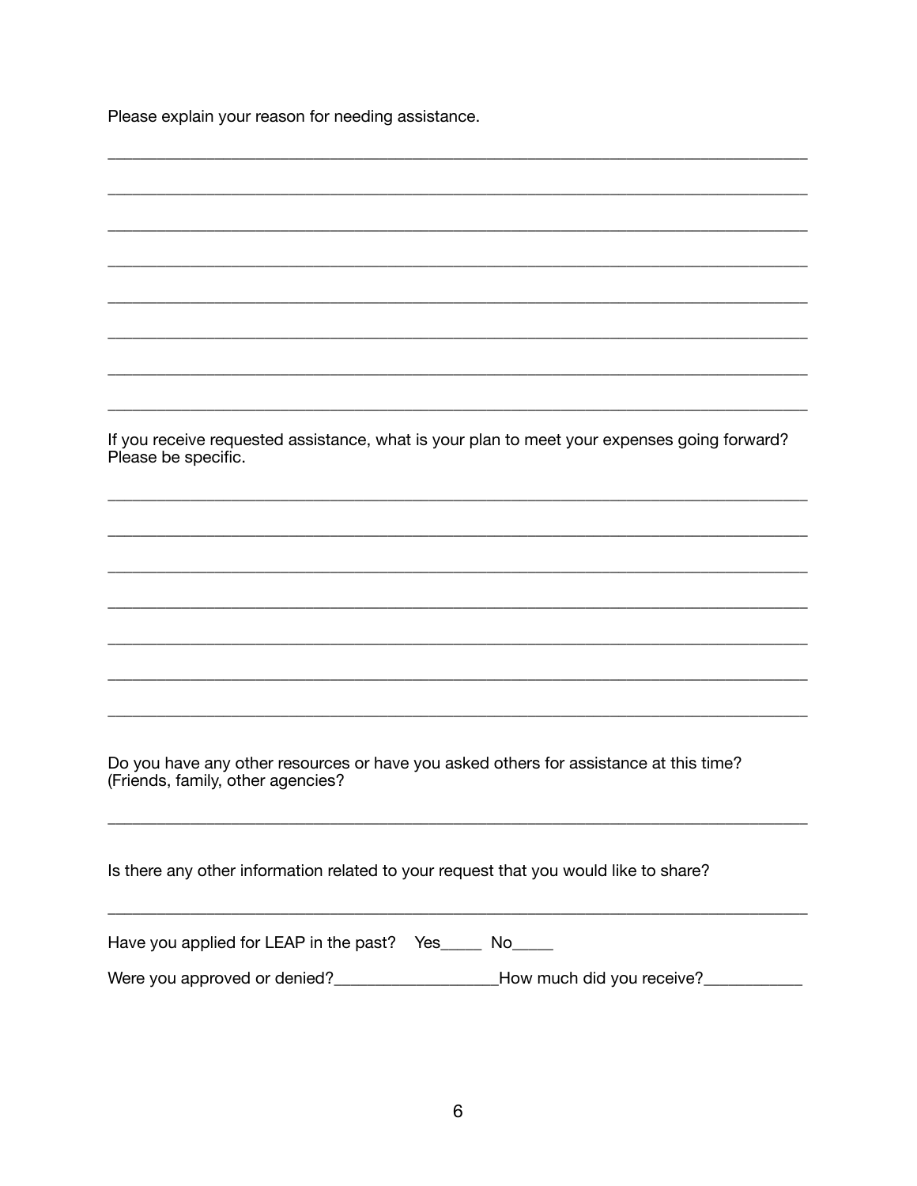Please explain your reason for needing assistance.

________________________________________________________________________________

________________________________________________________________________________

________________________________________________________________________________

________________________________________________________________________________

________________________________________________________________________________

________________________________________________________________________________

________________________________________________________________________________

________________________________________________________________________________

If you receive requested assistance, what is your plan to meet your expenses going forward? Please be specific.

________________________________________________________________________________

________________________________________________________________________________

________________________________________________________________________________

________________________________________________________________________________

________________________________________________________________________________

________________________________________________________________________________

________________________________________________________________________________

Do you have any other resources or have you asked others for assistance at this time? (Friends, family, other agencies?

________________________________________________________________________________

Is there any other information related to your request that you would like to share?

________________________________________________________________________________

Have you applied for LEAP in the past?   Yes_____  No_____

Were you approved or denied?___________________How much did you receive?___________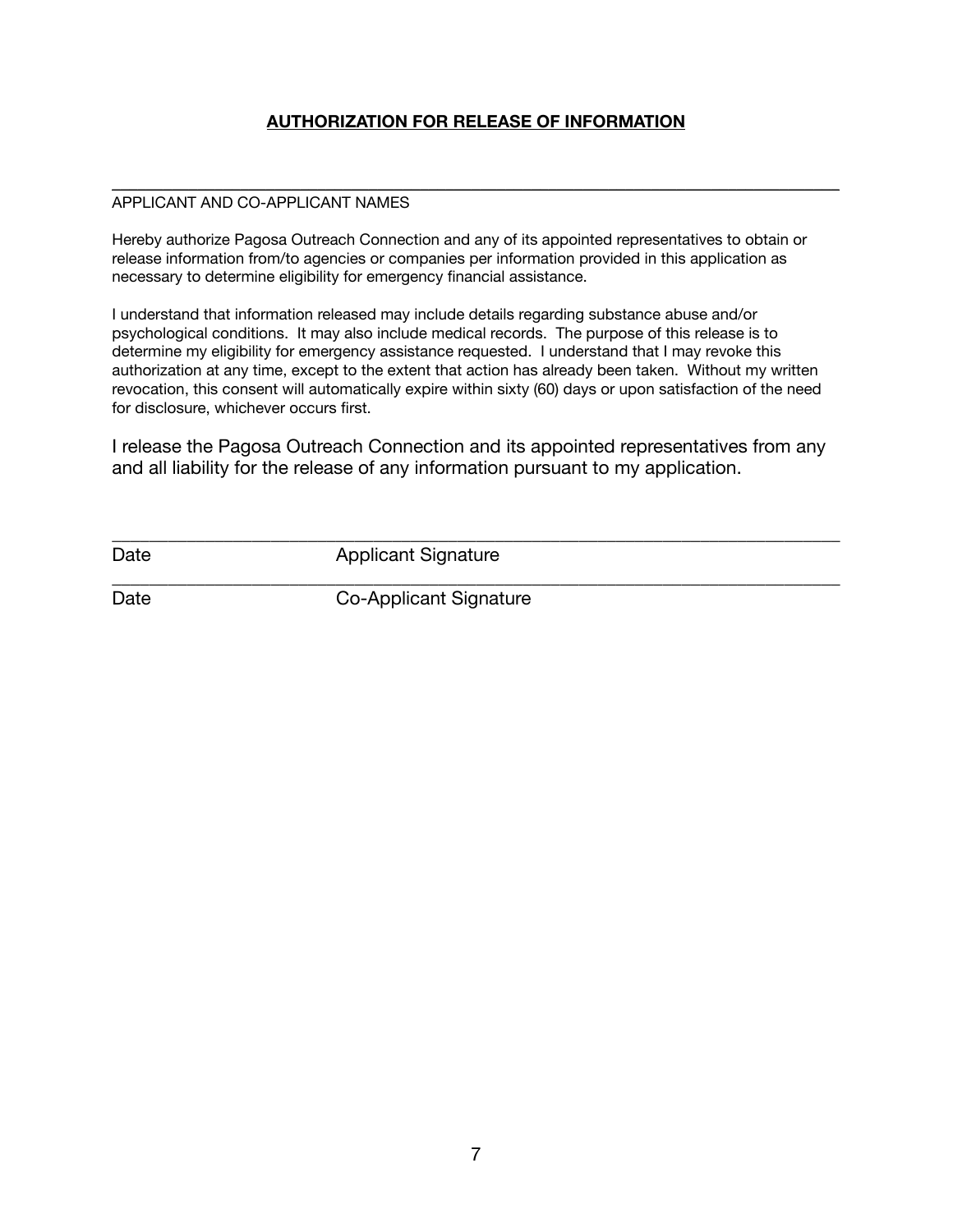## **AUTHORIZATION FOR RELEASE OF INFORMATION**

\_\_\_\_\_\_\_\_\_\_\_\_\_\_\_\_\_\_\_\_\_\_\_\_\_\_\_\_\_\_\_\_\_\_\_\_\_\_\_\_\_\_\_\_\_\_\_\_\_\_\_\_\_\_\_\_\_\_\_\_\_\_\_\_\_\_\_\_\_\_\_\_\_\_\_\_

APPLICANT AND CO-APPLICANT NAMES

Hereby authorize Pagosa Outreach Connection and any of its appointed representatives to obtain or release information from/to agencies or companies per information provided in this application as necessary to determine eligibility for emergency financial assistance.

I understand that information released may include details regarding substance abuse and/or psychological conditions. It may also include medical records. The purpose of this release is to determine my eligibility for emergency assistance requested. I understand that I may revoke this authorization at any time, except to the extent that action has already been taken. Without my written revocation, this consent will automatically expire within sixty (60) days or upon satisfaction of the need for disclosure, whichever occurs first.

I release the Pagosa Outreach Connection and its appointed representatives from any and all liability for the release of any information pursuant to my application.

\_\_\_\_\_\_\_\_\_\_\_\_\_\_\_\_\_\_\_\_\_\_\_\_\_\_\_\_\_\_\_\_\_\_\_\_\_\_\_\_\_\_\_\_\_\_\_\_\_\_\_\_\_\_\_\_\_\_\_\_\_\_\_\_\_\_\_\_\_\_\_\_\_\_\_\_

Date Applicant Signature

\_\_\_\_\_\_\_\_\_\_\_\_\_\_\_\_\_\_\_\_\_\_\_\_\_\_\_\_\_\_\_\_\_\_\_\_\_\_\_\_\_\_\_\_\_\_\_\_\_\_\_\_\_\_\_\_\_\_\_\_\_\_\_\_\_\_\_\_\_\_\_\_\_\_\_\_

Date Co-Applicant Signature